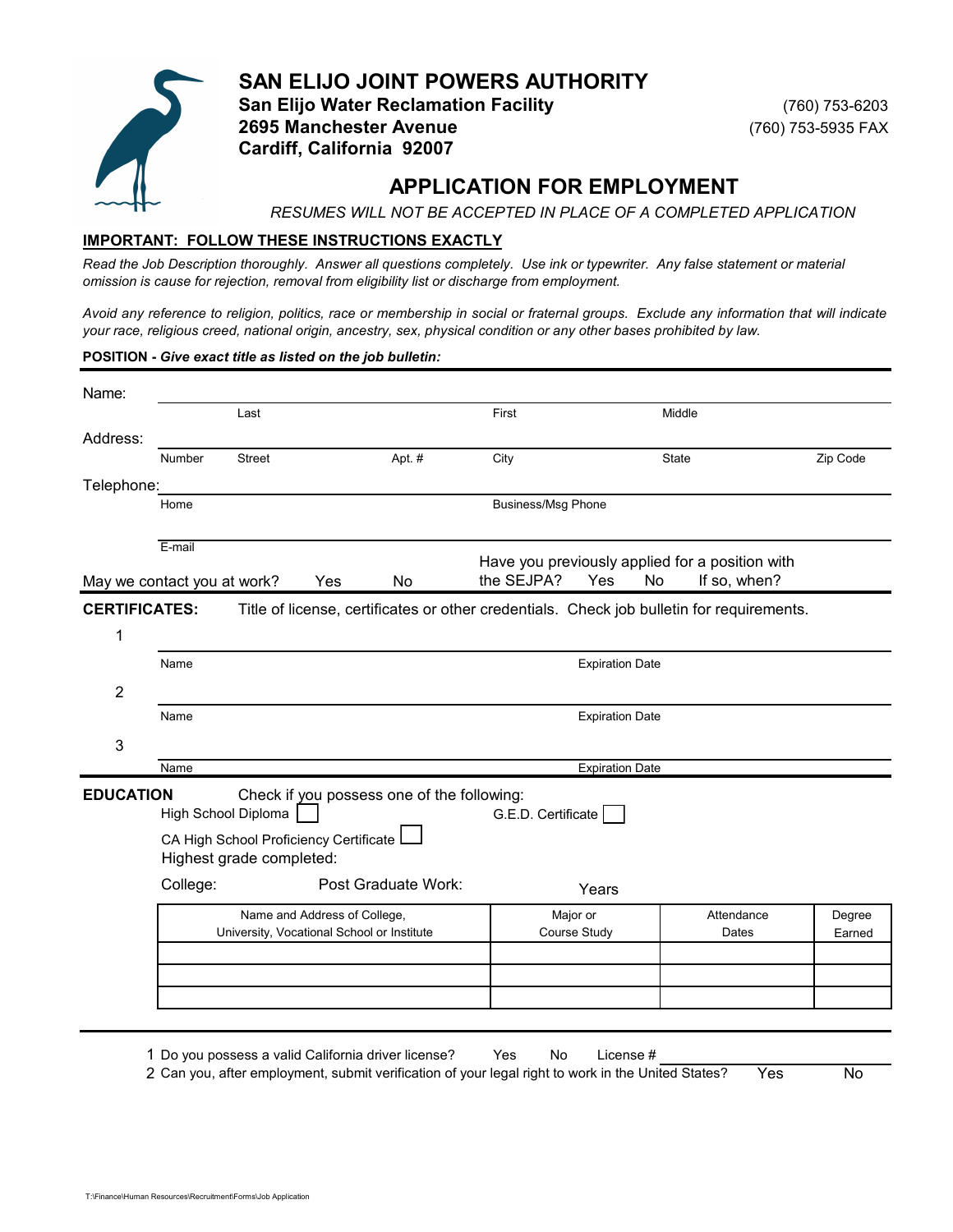# SAN ELIJO JOINT POWERS AUTHORITY

**San Elijo Water Reclamation Facility**
**2695 Manchester Avenue**
**Cardiff, California 92007**

(760) 753-6203
(760) 753-5935 FAX

## APPLICATION FOR EMPLOYMENT

*RESUMES WILL NOT BE ACCEPTED IN PLACE OF A COMPLETED APPLICATION*

**IMPORTANT: FOLLOW THESE INSTRUCTIONS EXACTLY**

*Read the Job Description thoroughly. Answer all questions completely. Use ink or typewriter. Any false statement or material omission is cause for rejection, removal from eligibility list or discharge from employment.*

*Avoid any reference to religion, politics, race or membership in social or fraternal groups. Exclude any information that will indicate your race, religious creed, national origin, ancestry, sex, physical condition or any other bases prohibited by law.*

**POSITION - *Give exact title as listed on the job bulletin:***

Name:
Last First Middle

Address:
Number Street Apt. # City State Zip Code

Telephone:
Home Business/Msg Phone

E-mail

May we contact you at work? Yes No

Have you previously applied for a position with the SEJPA? Yes No If so, when?

**CERTIFICATES:** Title of license, certificates or other credentials. Check job bulletin for requirements.

1 Name Expiration Date

2 Name Expiration Date

3 Name Expiration Date

**EDUCATION** Check if you possess one of the following:

High School Diploma ☐ G.E.D. Certificate ☐

CA High School Proficiency Certificate ☐

Highest grade completed:

College: Post Graduate Work: Years

| Name and Address of College, University, Vocational School or Institute | Major or Course Study | Attendance Dates | Degree Earned |
|---|---|---|---|
| | | | |
| | | | |
| | | | |

1 Do you possess a valid California driver license? Yes No License #

2 Can you, after employment, submit verification of your legal right to work in the United States? Yes No

T:\Finance\Human Resources\Recruitment\Forms\Job Application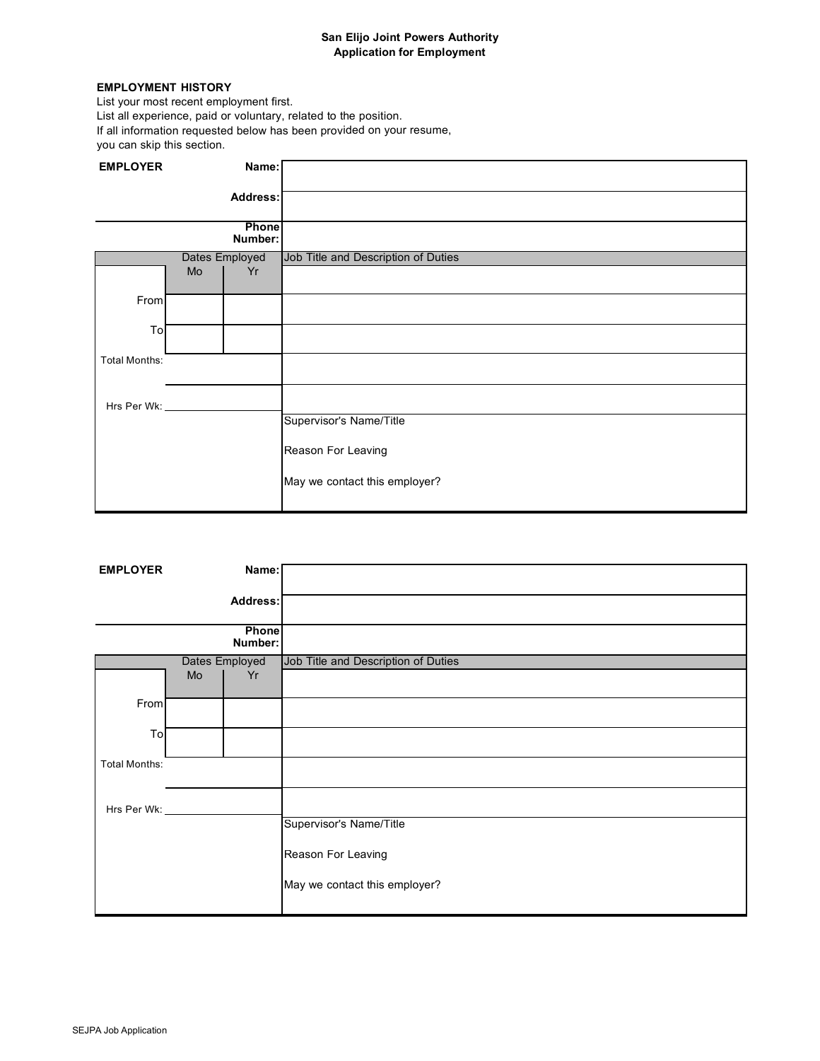**San Elijo Joint Powers Authority**
**Application for Employment**

**EMPLOYMENT HISTORY**

List your most recent employment first.
List all experience, paid or voluntary, related to the position.
If all information requested below has been provided on your resume, you can skip this section.

| **EMPLOYER** | | **Name:** | |
|---|---|---|---|
| | | **Address:** | |
| | | **Phone Number:** | |
| | Dates Employed | | Job Title and Description of Duties |
| | Mo | Yr | |
| From | | | |
| To | | | |
| Total Months: | | | |
| Hrs Per Wk: | | | |
| | | | Supervisor's Name/Title |
| | | | Reason For Leaving |
| | | | May we contact this employer? |

| **EMPLOYER** | | **Name:** | |
|---|---|---|---|
| | | **Address:** | |
| | | **Phone Number:** | |
| | Dates Employed | | Job Title and Description of Duties |
| | Mo | Yr | |
| From | | | |
| To | | | |
| Total Months: | | | |
| Hrs Per Wk: | | | |
| | | | Supervisor's Name/Title |
| | | | Reason For Leaving |
| | | | May we contact this employer? |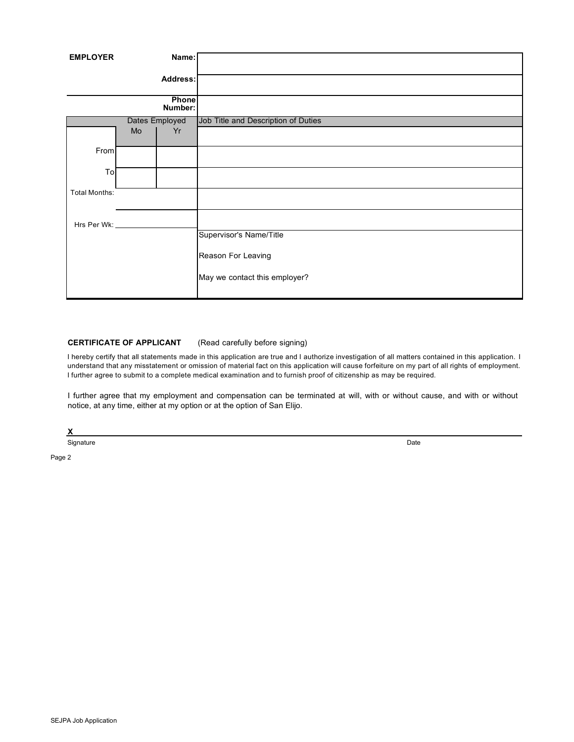| EMPLOYER | Name: | |
| --- | --- | --- |
| | Address: | |
| | Phone Number: | |

| Dates Employed | | | Job Title and Description of Duties |
| --- | --- | --- | --- |
| | Mo | Yr | |
| From | | | |
| To | | | |
| Total Months: | | | |
| Hrs Per Wk: | | | |
| | | | Supervisor's Name/Title |
| | | | Reason For Leaving |
| | | | May we contact this employer? |

**CERTIFICATE OF APPLICANT** (Read carefully before signing)

I hereby certify that all statements made in this application are true and I authorize investigation of all matters contained in this application. I understand that any misstatement or omission of material fact on this application will cause forfeiture on my part of all rights of employment. I further agree to submit to a complete medical examination and to furnish proof of citizenship as may be required.

I further agree that my employment and compensation can be terminated at will, with or without cause, and with or without notice, at any time, either at my option or at the option of San Elijo.

**X**

Signature Date

Page 2

SEJPA Job Application